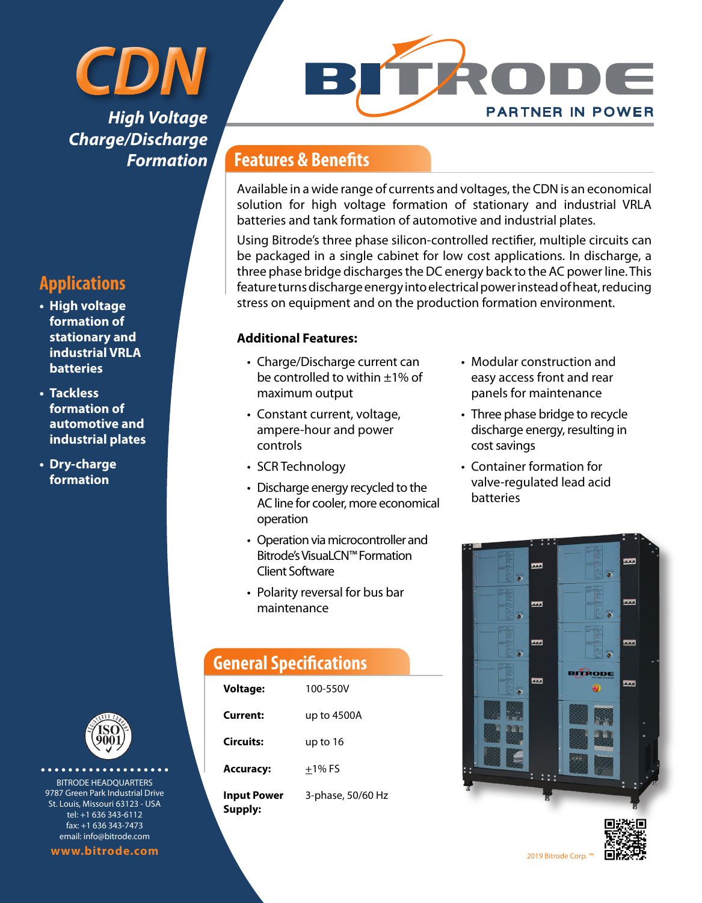# CDN

*High Voltage Charge/Discharge Formation*

BITRODE

PARTNER IN POWER

## Features & Benefits

Available in a wide range of currents and voltages, the CDN is an economical solution for high voltage formation of stationary and industrial VRLA batteries and tank formation of automotive and industrial plates.

Using Bitrode's three phase silicon-controlled rectifier, multiple circuits can be packaged in a single cabinet for low cost applications. In discharge, a three phase bridge discharges the DC energy back to the AC power line. This feature turns discharge energy into electrical power instead of heat, reducing stress on equipment and on the production formation environment.

**Additional Features:**

- Charge/Discharge current can be controlled to within ±1% of maximum output
- Constant current, voltage, ampere-hour and power controls
- SCR Technology
- Discharge energy recycled to the AC line for cooler, more economical operation
- Operation via microcontroller and Bitrode's VisuaLCN™ Formation Client Software
- Polarity reversal for bus bar maintenance
- Modular construction and easy access front and rear panels for maintenance
- Three phase bridge to recycle discharge energy, resulting in cost savings
- Container formation for valve-regulated lead acid batteries

## Applications

- **High voltage formation of stationary and industrial VRLA batteries**
- **Tackless formation of automotive and industrial plates**
- **Dry-charge formation**

## General Specifications

| | |
|---|---|
| **Voltage:** | 100-550V |
| **Current:** | up to 4500A |
| **Circuits:** | up to 16 |
| **Accuracy:** | ±1% FS |
| **Input Power Supply:** | 3-phase, 50/60 Hz |

BITRODE HEADQUARTERS
9787 Green Park Industrial Drive
St. Louis, Missouri 63123 - USA
tel: +1 636 343-6112
fax: +1 636 343-7473
email: info@bitrode.com

**www.bitrode.com**

2019 Bitrode Corp. ™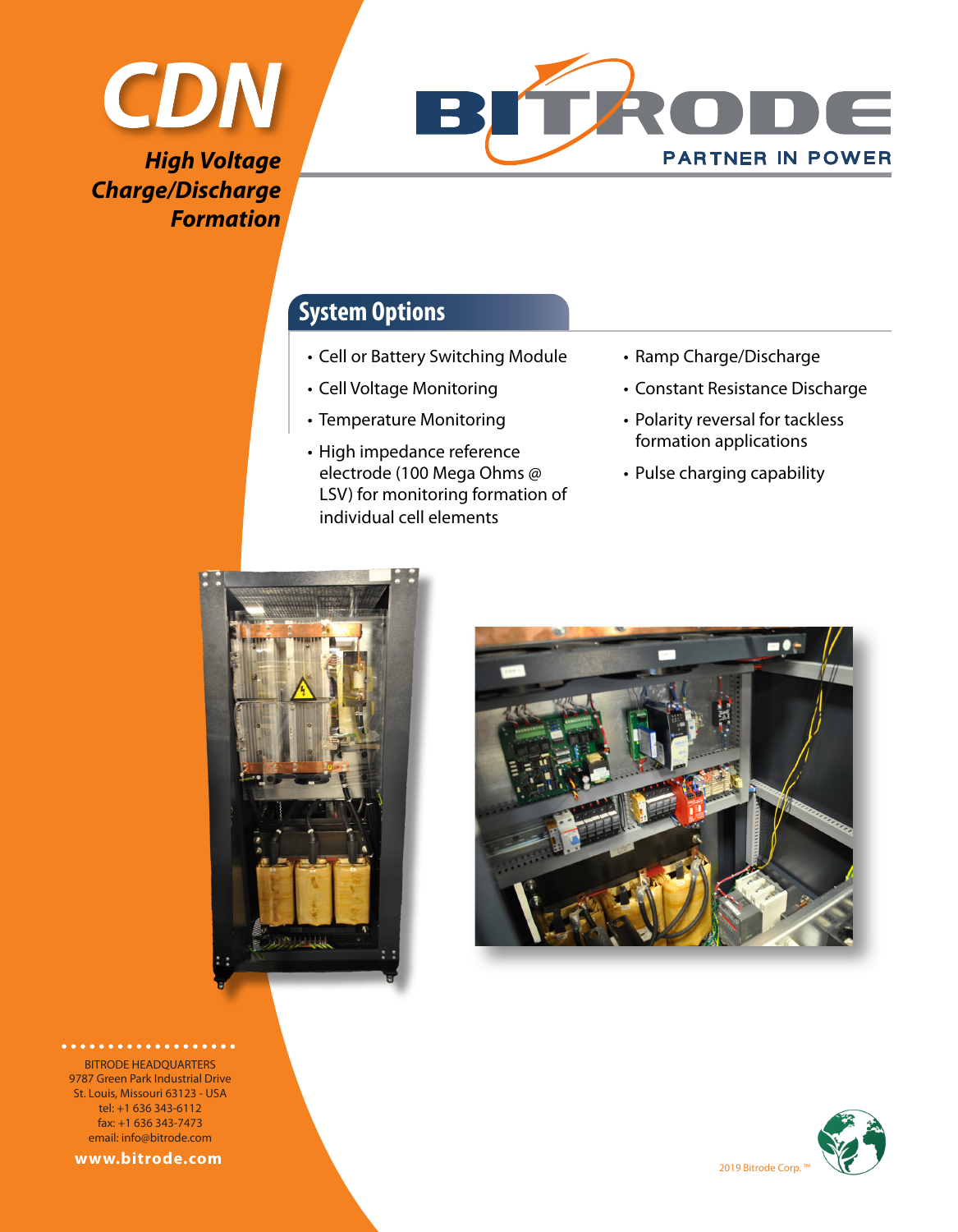# CDN

***High Voltage Charge/Discharge Formation***

BITRODE

PARTNER IN POWER

## System Options

- Cell or Battery Switching Module
- Cell Voltage Monitoring
- Temperature Monitoring
- High impedance reference electrode (100 Mega Ohms @ LSV) for monitoring formation of individual cell elements
- Ramp Charge/Discharge
- Constant Resistance Discharge
- Polarity reversal for tackless formation applications
- Pulse charging capability

BITRODE HEADQUARTERS
9787 Green Park Industrial Drive
St. Louis, Missouri 63123 - USA
tel: +1 636 343-6112
fax: +1 636 343-7473
email: info@bitrode.com

**www.bitrode.com**

2019 Bitrode Corp. ™